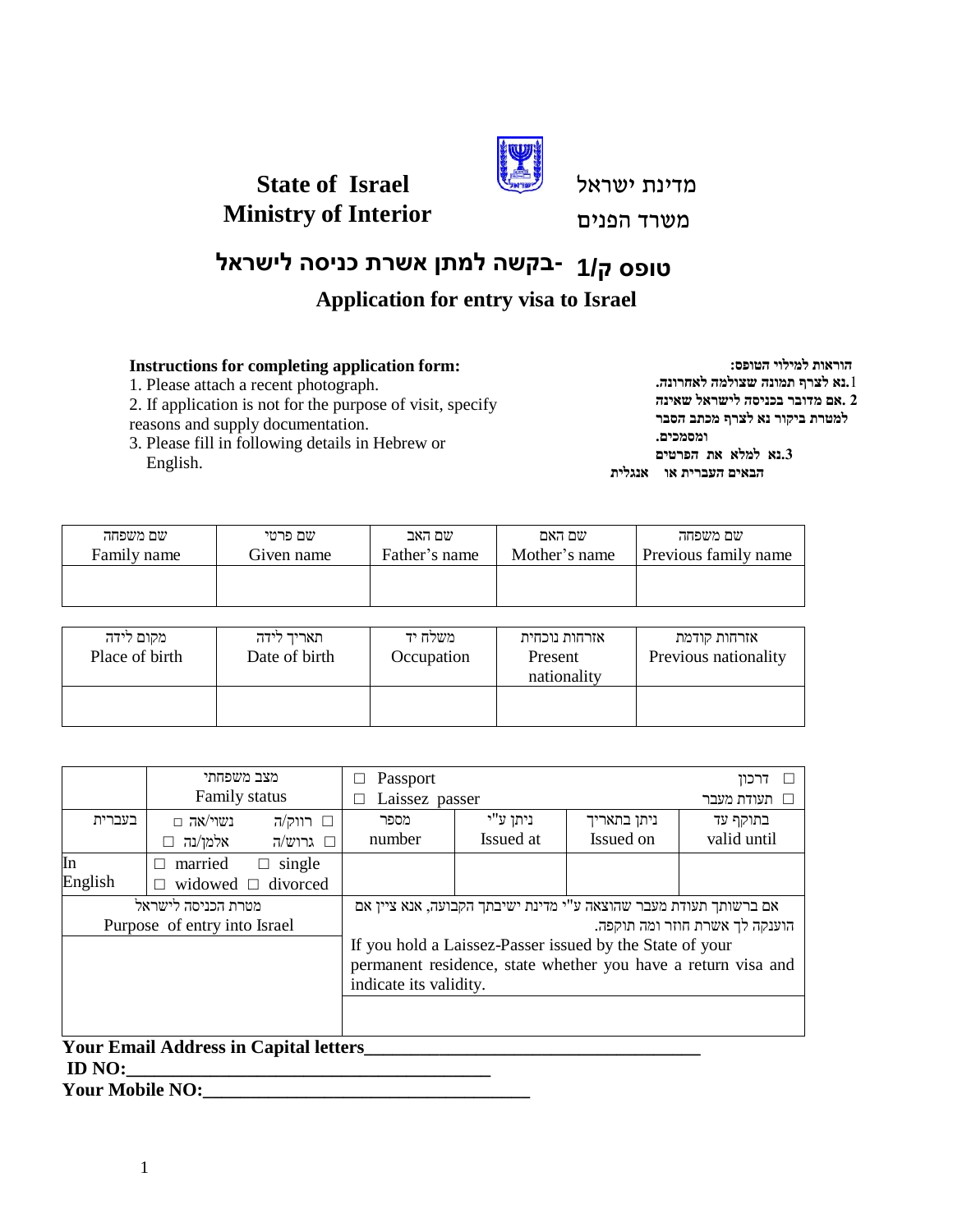**State of Israel** — מדינת ישראל

**Ministry of Interior** — משרד הפנים

# טופס ק/1 -בקשה למתן אשרת כניסה לישראל

# Application for entry visa to Israel

**Instructions for completing application form:**

1. Please attach a recent photograph.
2. If application is not for the purpose of visit, specify reasons and supply documentation.
3. Please fill in following details in Hebrew or English.

**הוראות למילוי הטופס:**

1. נא לצרף תמונה שצולמה לאחרונה.
2. אם מדובר בכניסה לישראל שאינה למטרת ביקור נא לצרף מכתב הסבר ומסמכים.
3. נא למלא את הפרטים הבאים העברית או אנגלית

| שם משפחה<br>Family name | שם פרטי<br>Given name | שם האב<br>Father's name | שם האם<br>Mother's name | שם משפחה<br>Previous family name |
|---|---|---|---|---|
| | | | | |

| מקום לידה<br>Place of birth | תאריך לידה<br>Date of birth | משלח יד<br>Occupation | אזרחות נוכחית<br>Present nationality | אזרחות קודמת<br>Previous nationality |
|---|---|---|---|---|
| | | | | |

| | מצב משפחתי<br>Family status | □ Passport<br>□ Laissez passer | | | דרכון □<br>תעודת מעבר □ |
|---|---|---|---|---|---|
| בעברית | □ רווק/ה נשוי/אה □<br>□ גרוש/ה אלמן/נה □ | מספר<br>number | ניתן ע"י<br>Issued at | ניתן בתאריך<br>Issued on | בתוקף עד<br>valid until |
| In English | □ married □ single<br>□ widowed □ divorced | | | | |
| מטרת הכניסה לישראל<br>Purpose of entry into Israel | | אם ברשותך תעודת מעבר שהוצאה ע"י מדינת ישיבתך הקבועה, אנא ציין אם הוענקה לך אשרת חוזר ומה תוקפה.<br>If you hold a Laissez-Passer issued by the State of your permanent residence, state whether you have a return visa and indicate its validity. | | | |
| | | | | | |

**Your Email Address in Capital letters**\_\_\_\_\_\_\_\_\_\_\_\_\_\_\_\_\_\_\_\_\_\_\_\_\_\_\_\_\_\_\_\_\_\_\_\_

**ID NO:**\_\_\_\_\_\_\_\_\_\_\_\_\_\_\_\_\_\_\_\_\_\_\_\_\_\_\_\_\_\_\_\_\_\_\_\_\_\_\_\_

**Your Mobile NO:**\_\_\_\_\_\_\_\_\_\_\_\_\_\_\_\_\_\_\_\_\_\_\_\_\_\_\_\_\_\_\_\_\_\_\_\_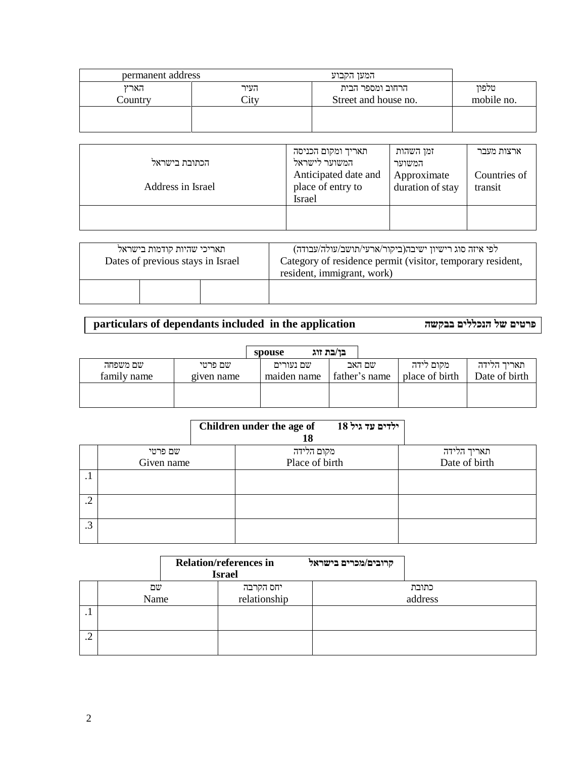| permanent address המען הקבוע | | | |
|---|---|---|---|
| הארץ<br>Country | העיר<br>City | הרחוב ומספר הבית<br>Street and house no. | טלפון<br>mobile no. |
| | | | |

| הכתובת בישראל<br>Address in Israel | תאריך ומקום הכניסה המשוער לישראל<br>Anticipated date and place of entry to Israel | זמן השהות המשוער<br>Approximate duration of stay | ארצות מעבר<br>Countries of transit |
|---|---|---|---|
| | | | |

| תאריכי שהיות קודמות בישראל<br>Dates of previous stays in Israel | | | לפי איזה סוג רישיון ישיבה(ביקור/ארעי/תושב/עולה/עבודה)<br>Category of residence permit (visitor, temporary resident, resident, immigrant, work) |
|---|---|---|---|
| | | | |

## particulars of dependants included in the application פרטים של הנכללים בבקשה

| spouse בן/בת זוג | | | | | |
|---|---|---|---|---|---|
| שם משפחה<br>family name | שם פרטי<br>given name | שם נעורים<br>maiden name | שם האב<br>father's name | מקום לידה<br>place of birth | תאריך הלידה<br>Date of birth |
| | | | | | |

| | Children under the age of 18 ילדים עד גיל 18 | | |
|---|---|---|---|
| | שם פרטי<br>Given name | מקום הלידה<br>Place of birth | תאריך הלידה<br>Date of birth |
| .1 | | | |
| .2 | | | |
| .3 | | | |

| | Relation/references in Israel קרובים/מכרים בישראל | | |
|---|---|---|---|
| | שם<br>Name | יחס הקרבה<br>relationship | כתובת<br>address |
| .1 | | | |
| .2 | | | |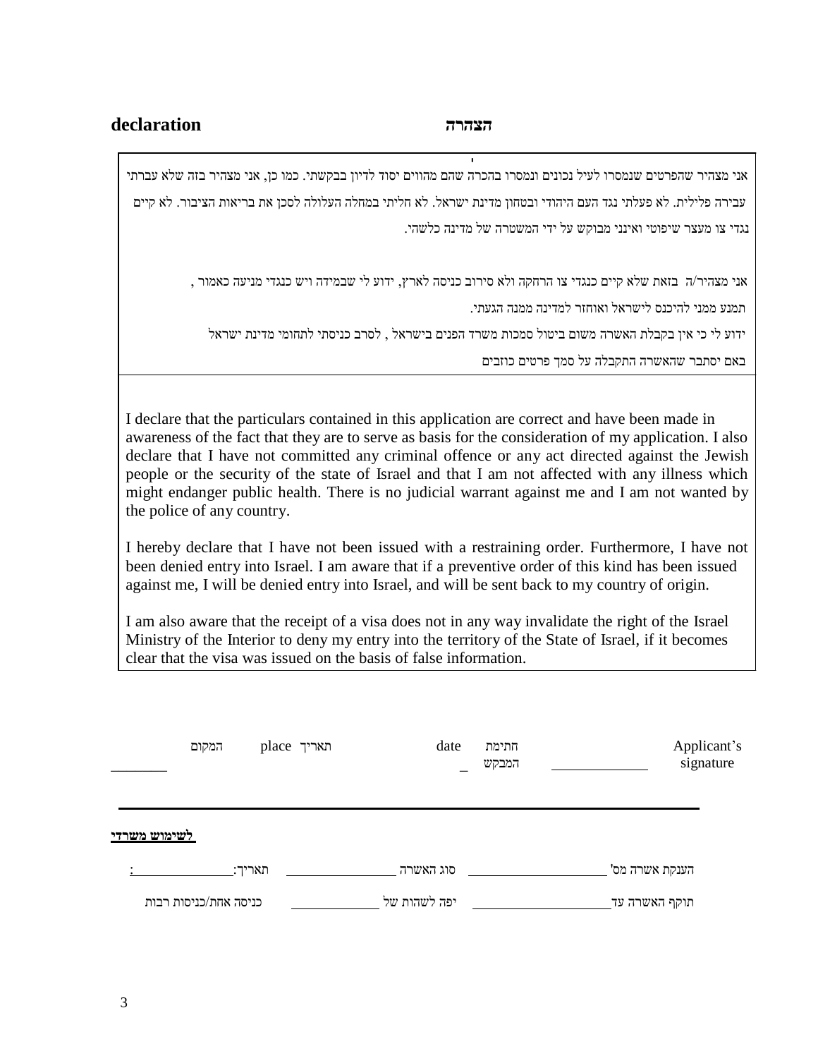## declaration הצהרה

אני מצהיר שהפרטים שנמסרו לעיל נכונים ונמסרו בהכרה שהם מהווים יסוד לדיון בבקשתי. כמו כן, אני מצהיר בזה שלא עברתי עבירה פלילית. לא פעלתי נגד העם היהודי ובטחון מדינת ישראל. לא חליתי במחלה העלולה לסכן את בריאות הציבור. לא קיים נגדי צו מעצר שיפוטי ואינני מבוקש על ידי המשטרה של מדינה כלשהי.

אני מצהיר/ה בזאת שלא קיים כנגדי צו הרחקה ולא סירוב כניסה לארץ, ידוע לי שבמידה ויש כנגדי מניעה כאמור , תמנע ממני להיכנס לישראל ואוחזר למדינה ממנה הגעתי.
ידוע לי כי אין בקבלת האשרה משום ביטול סמכות משרד הפנים בישראל , לסרב כניסתי לתחומי מדינת ישראל באם יסתבר שהאשרה התקבלה על סמך פרטים כוזבים

I declare that the particulars contained in this application are correct and have been made in awareness of the fact that they are to serve as basis for the consideration of my application. I also declare that I have not committed any criminal offence or any act directed against the Jewish people or the security of the state of Israel and that I am not affected with any illness which might endanger public health. There is no judicial warrant against me and I am not wanted by the police of any country.

I hereby declare that I have not been issued with a restraining order. Furthermore, I have not been denied entry into Israel. I am aware that if a preventive order of this kind has been issued against me, I will be denied entry into Israel, and will be sent back to my country of origin.

I am also aware that the receipt of a visa does not in any way invalidate the right of the Israel Ministry of the Interior to deny my entry into the territory of the State of Israel, if it becomes clear that the visa was issued on the basis of false information.

Applicant's signature ____________ חתימת המבקש _ date תאריך place המקום ________

**לשימוש משרדי**

הענקת אשרה מס' ____________ סוג האשרה ____________ תאריך: ____________ :

תוקף האשרה עד ____________ יפה לשהות של ____________ כניסה אחת/כניסות רבות